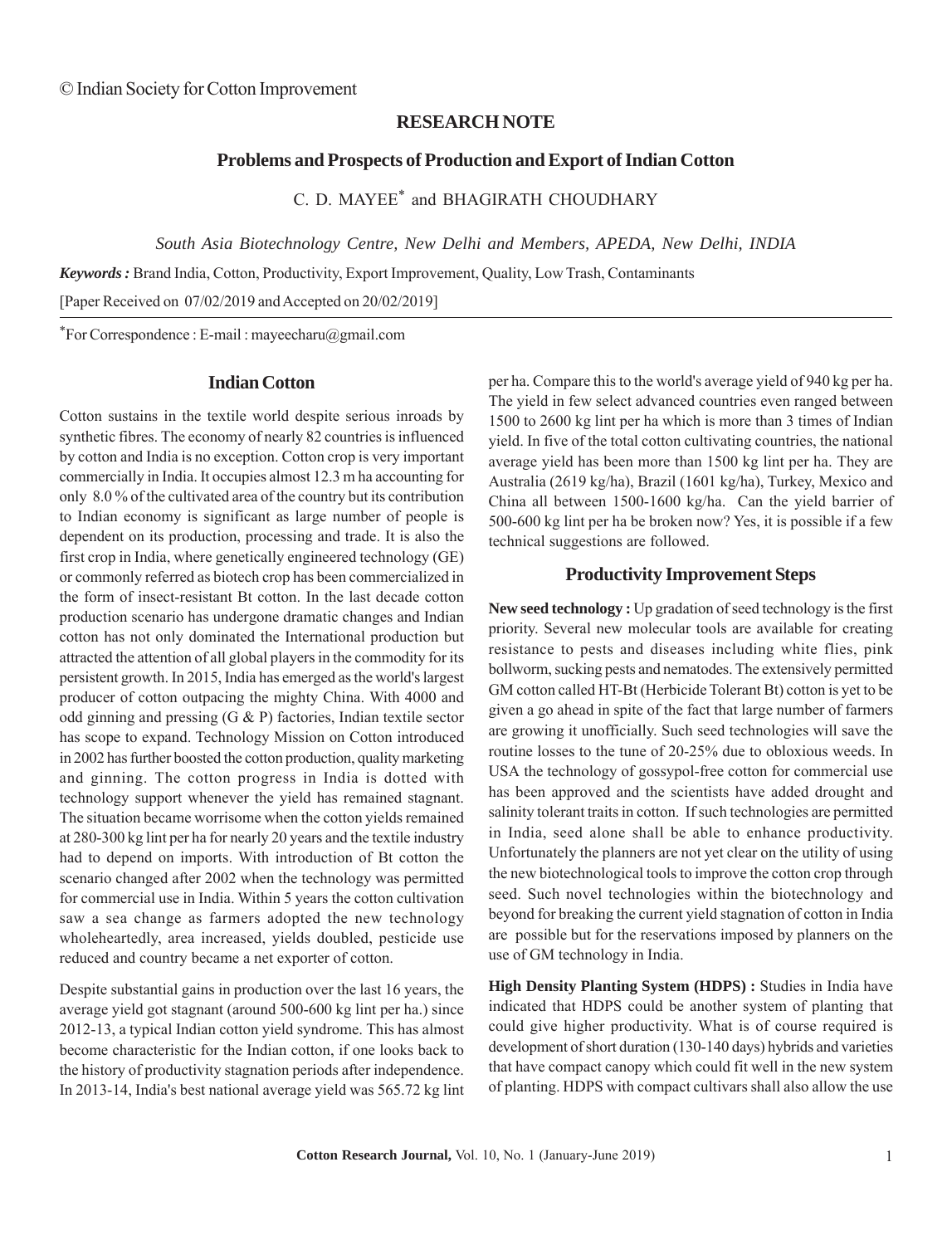© Indian Society for Cotton Improvement

**RESEARCH NOTE**

# Problems and Prospects of Production and Export of Indian Cotton

C. D. MAYEE* and BHAGIRATH CHOUDHARY

*South Asia Biotechnology Centre, New Delhi and Members, APEDA, New Delhi, INDIA*

***Keywords :*** Brand India, Cotton, Productivity, Export Improvement, Quality, Low Trash, Contaminants

[Paper Received on 07/02/2019 and Accepted on 20/02/2019]

*For Correspondence : E-mail : mayeecharu@gmail.com

## Indian Cotton

Cotton sustains in the textile world despite serious inroads by synthetic fibres. The economy of nearly 82 countries is influenced by cotton and India is no exception. Cotton crop is very important commercially in India. It occupies almost 12.3 m ha accounting for only 8.0 % of the cultivated area of the country but its contribution to Indian economy is significant as large number of people is dependent on its production, processing and trade. It is also the first crop in India, where genetically engineered technology (GE) or commonly referred as biotech crop has been commercialized in the form of insect-resistant Bt cotton. In the last decade cotton production scenario has undergone dramatic changes and Indian cotton has not only dominated the International production but attracted the attention of all global players in the commodity for its persistent growth. In 2015, India has emerged as the world's largest producer of cotton outpacing the mighty China. With 4000 and odd ginning and pressing (G & P) factories, Indian textile sector has scope to expand. Technology Mission on Cotton introduced in 2002 has further boosted the cotton production, quality marketing and ginning. The cotton progress in India is dotted with technology support whenever the yield has remained stagnant. The situation became worrisome when the cotton yields remained at 280-300 kg lint per ha for nearly 20 years and the textile industry had to depend on imports. With introduction of Bt cotton the scenario changed after 2002 when the technology was permitted for commercial use in India. Within 5 years the cotton cultivation saw a sea change as farmers adopted the new technology wholeheartedly, area increased, yields doubled, pesticide use reduced and country became a net exporter of cotton.

Despite substantial gains in production over the last 16 years, the average yield got stagnant (around 500-600 kg lint per ha.) since 2012-13, a typical Indian cotton yield syndrome. This has almost become characteristic for the Indian cotton, if one looks back to the history of productivity stagnation periods after independence. In 2013-14, India's best national average yield was 565.72 kg lint per ha. Compare this to the world's average yield of 940 kg per ha. The yield in few select advanced countries even ranged between 1500 to 2600 kg lint per ha which is more than 3 times of Indian yield. In five of the total cotton cultivating countries, the national average yield has been more than 1500 kg lint per ha. They are Australia (2619 kg/ha), Brazil (1601 kg/ha), Turkey, Mexico and China all between 1500-1600 kg/ha. Can the yield barrier of 500-600 kg lint per ha be broken now? Yes, it is possible if a few technical suggestions are followed.

## Productivity Improvement Steps

**New seed technology :** Up gradation of seed technology is the first priority. Several new molecular tools are available for creating resistance to pests and diseases including white flies, pink bollworm, sucking pests and nematodes. The extensively permitted GM cotton called HT-Bt (Herbicide Tolerant Bt) cotton is yet to be given a go ahead in spite of the fact that large number of farmers are growing it unofficially. Such seed technologies will save the routine losses to the tune of 20-25% due to obloxious weeds. In USA the technology of gossypol-free cotton for commercial use has been approved and the scientists have added drought and salinity tolerant traits in cotton. If such technologies are permitted in India, seed alone shall be able to enhance productivity. Unfortunately the planners are not yet clear on the utility of using the new biotechnological tools to improve the cotton crop through seed. Such novel technologies within the biotechnology and beyond for breaking the current yield stagnation of cotton in India are possible but for the reservations imposed by planners on the use of GM technology in India.

**High Density Planting System (HDPS) :** Studies in India have indicated that HDPS could be another system of planting that could give higher productivity. What is of course required is development of short duration (130-140 days) hybrids and varieties that have compact canopy which could fit well in the new system of planting. HDPS with compact cultivars shall also allow the use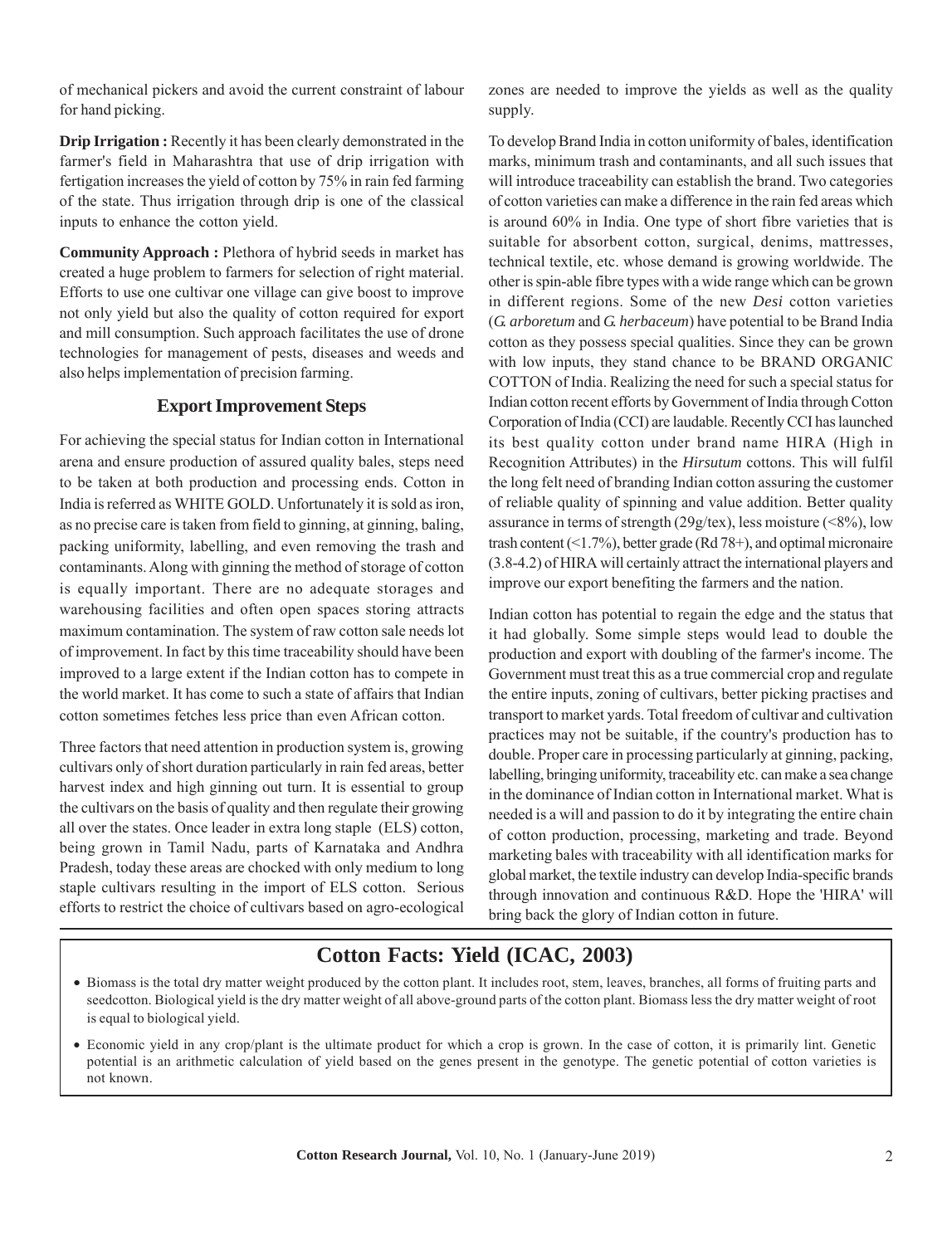of mechanical pickers and avoid the current constraint of labour for hand picking.

**Drip Irrigation :** Recently it has been clearly demonstrated in the farmer's field in Maharashtra that use of drip irrigation with fertigation increases the yield of cotton by 75% in rain fed farming of the state. Thus irrigation through drip is one of the classical inputs to enhance the cotton yield.

**Community Approach :** Plethora of hybrid seeds in market has created a huge problem to farmers for selection of right material. Efforts to use one cultivar one village can give boost to improve not only yield but also the quality of cotton required for export and mill consumption. Such approach facilitates the use of drone technologies for management of pests, diseases and weeds and also helps implementation of precision farming.

## Export Improvement Steps

For achieving the special status for Indian cotton in International arena and ensure production of assured quality bales, steps need to be taken at both production and processing ends. Cotton in India is referred as WHITE GOLD. Unfortunately it is sold as iron, as no precise care is taken from field to ginning, at ginning, baling, packing uniformity, labelling, and even removing the trash and contaminants. Along with ginning the method of storage of cotton is equally important. There are no adequate storages and warehousing facilities and often open spaces storing attracts maximum contamination. The system of raw cotton sale needs lot of improvement. In fact by this time traceability should have been improved to a large extent if the Indian cotton has to compete in the world market. It has come to such a state of affairs that Indian cotton sometimes fetches less price than even African cotton.

Three factors that need attention in production system is, growing cultivars only of short duration particularly in rain fed areas, better harvest index and high ginning out turn. It is essential to group the cultivars on the basis of quality and then regulate their growing all over the states. Once leader in extra long staple (ELS) cotton, being grown in Tamil Nadu, parts of Karnataka and Andhra Pradesh, today these areas are chocked with only medium to long staple cultivars resulting in the import of ELS cotton. Serious efforts to restrict the choice of cultivars based on agro-ecological zones are needed to improve the yields as well as the quality supply.

To develop Brand India in cotton uniformity of bales, identification marks, minimum trash and contaminants, and all such issues that will introduce traceability can establish the brand. Two categories of cotton varieties can make a difference in the rain fed areas which is around 60% in India. One type of short fibre varieties that is suitable for absorbent cotton, surgical, denims, mattresses, technical textile, etc. whose demand is growing worldwide. The other is spin-able fibre types with a wide range which can be grown in different regions. Some of the new *Desi* cotton varieties (*G. arboretum* and *G. herbaceum*) have potential to be Brand India cotton as they possess special qualities. Since they can be grown with low inputs, they stand chance to be BRAND ORGANIC COTTON of India. Realizing the need for such a special status for Indian cotton recent efforts by Government of India through Cotton Corporation of India (CCI) are laudable. Recently CCI has launched its best quality cotton under brand name HIRA (High in Recognition Attributes) in the *Hirsutum* cottons. This will fulfil the long felt need of branding Indian cotton assuring the customer of reliable quality of spinning and value addition. Better quality assurance in terms of strength (29g/tex), less moisture (<8%), low trash content (<1.7%), better grade (Rd 78+), and optimal micronaire (3.8-4.2) of HIRA will certainly attract the international players and improve our export benefiting the farmers and the nation.

Indian cotton has potential to regain the edge and the status that it had globally. Some simple steps would lead to double the production and export with doubling of the farmer's income. The Government must treat this as a true commercial crop and regulate the entire inputs, zoning of cultivars, better picking practises and transport to market yards. Total freedom of cultivar and cultivation practices may not be suitable, if the country's production has to double. Proper care in processing particularly at ginning, packing, labelling, bringing uniformity, traceability etc. can make a sea change in the dominance of Indian cotton in International market. What is needed is a will and passion to do it by integrating the entire chain of cotton production, processing, marketing and trade. Beyond marketing bales with traceability with all identification marks for global market, the textile industry can develop India-specific brands through innovation and continuous R&D. Hope the 'HIRA' will bring back the glory of Indian cotton in future.

## Cotton Facts: Yield (ICAC, 2003)

- Biomass is the total dry matter weight produced by the cotton plant. It includes root, stem, leaves, branches, all forms of fruiting parts and seedcotton. Biological yield is the dry matter weight of all above-ground parts of the cotton plant. Biomass less the dry matter weight of root is equal to biological yield.
- Economic yield in any crop/plant is the ultimate product for which a crop is grown. In the case of cotton, it is primarily lint. Genetic potential is an arithmetic calculation of yield based on the genes present in the genotype. The genetic potential of cotton varieties is not known.